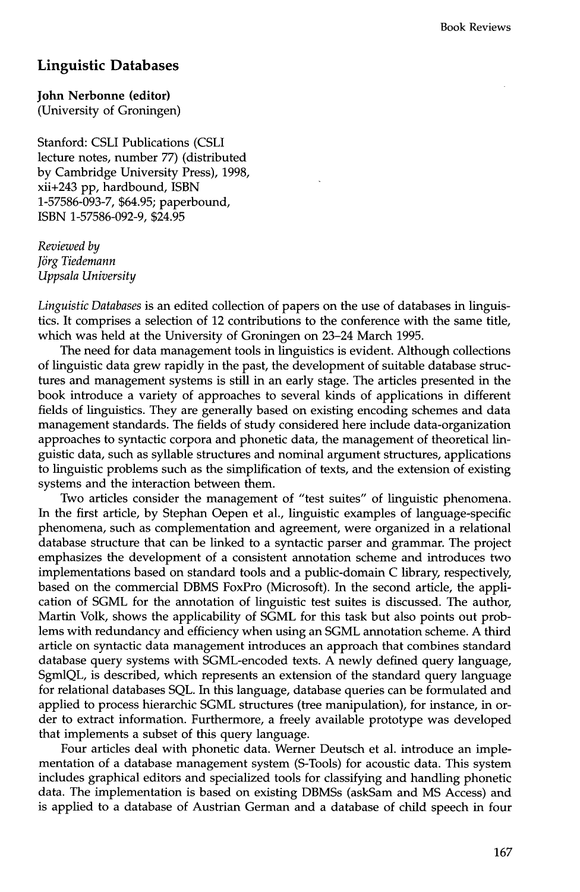# Linguistic Databases

**John Nerbonne (editor)**
(University of Groningen)

Stanford: CSLI Publications (CSLI lecture notes, number 77) (distributed by Cambridge University Press), 1998, xii+243 pp, hardbound, ISBN 1-57586-093-7, $64.95; paperbound, ISBN 1-57586-092-9, $24.95

*Reviewed by*
*Jörg Tiedemann*
*Uppsala University*

*Linguistic Databases* is an edited collection of papers on the use of databases in linguistics. It comprises a selection of 12 contributions to the conference with the same title, which was held at the University of Groningen on 23–24 March 1995.

The need for data management tools in linguistics is evident. Although collections of linguistic data grew rapidly in the past, the development of suitable database structures and management systems is still in an early stage. The articles presented in the book introduce a variety of approaches to several kinds of applications in different fields of linguistics. They are generally based on existing encoding schemes and data management standards. The fields of study considered here include data-organization approaches to syntactic corpora and phonetic data, the management of theoretical linguistic data, such as syllable structures and nominal argument structures, applications to linguistic problems such as the simplification of texts, and the extension of existing systems and the interaction between them.

Two articles consider the management of "test suites" of linguistic phenomena. In the first article, by Stephan Oepen et al., linguistic examples of language-specific phenomena, such as complementation and agreement, were organized in a relational database structure that can be linked to a syntactic parser and grammar. The project emphasizes the development of a consistent annotation scheme and introduces two implementations based on standard tools and a public-domain C library, respectively, based on the commercial DBMS FoxPro (Microsoft). In the second article, the application of SGML for the annotation of linguistic test suites is discussed. The author, Martin Volk, shows the applicability of SGML for this task but also points out problems with redundancy and efficiency when using an SGML annotation scheme. A third article on syntactic data management introduces an approach that combines standard database query systems with SGML-encoded texts. A newly defined query language, SgmlQL, is described, which represents an extension of the standard query language for relational databases SQL. In this language, database queries can be formulated and applied to process hierarchic SGML structures (tree manipulation), for instance, in order to extract information. Furthermore, a freely available prototype was developed that implements a subset of this query language.

Four articles deal with phonetic data. Werner Deutsch et al. introduce an implementation of a database management system (S-Tools) for acoustic data. This system includes graphical editors and specialized tools for classifying and handling phonetic data. The implementation is based on existing DBMSs (askSam and MS Access) and is applied to a database of Austrian German and a database of child speech in four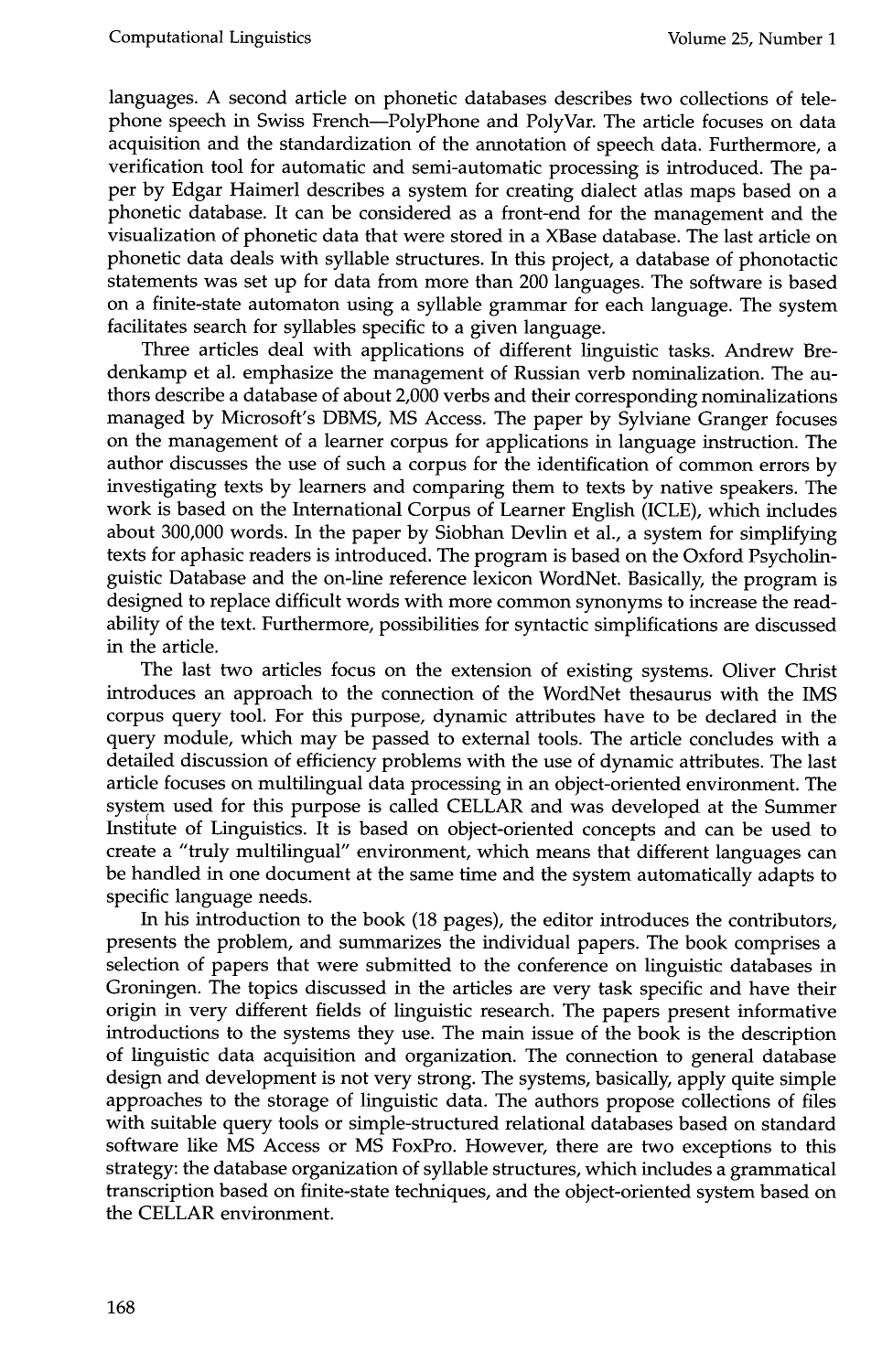languages. A second article on phonetic databases describes two collections of telephone speech in Swiss French—PolyPhone and PolyVar. The article focuses on data acquisition and the standardization of the annotation of speech data. Furthermore, a verification tool for automatic and semi-automatic processing is introduced. The paper by Edgar Haimerl describes a system for creating dialect atlas maps based on a phonetic database. It can be considered as a front-end for the management and the visualization of phonetic data that were stored in a XBase database. The last article on phonetic data deals with syllable structures. In this project, a database of phonotactic statements was set up for data from more than 200 languages. The software is based on a finite-state automaton using a syllable grammar for each language. The system facilitates search for syllables specific to a given language.

Three articles deal with applications of different linguistic tasks. Andrew Bredenkamp et al. emphasize the management of Russian verb nominalization. The authors describe a database of about 2,000 verbs and their corresponding nominalizations managed by Microsoft's DBMS, MS Access. The paper by Sylviane Granger focuses on the management of a learner corpus for applications in language instruction. The author discusses the use of such a corpus for the identification of common errors by investigating texts by learners and comparing them to texts by native speakers. The work is based on the International Corpus of Learner English (ICLE), which includes about 300,000 words. In the paper by Siobhan Devlin et al., a system for simplifying texts for aphasic readers is introduced. The program is based on the Oxford Psycholinguistic Database and the on-line reference lexicon WordNet. Basically, the program is designed to replace difficult words with more common synonyms to increase the readability of the text. Furthermore, possibilities for syntactic simplifications are discussed in the article.

The last two articles focus on the extension of existing systems. Oliver Christ introduces an approach to the connection of the WordNet thesaurus with the IMS corpus query tool. For this purpose, dynamic attributes have to be declared in the query module, which may be passed to external tools. The article concludes with a detailed discussion of efficiency problems with the use of dynamic attributes. The last article focuses on multilingual data processing in an object-oriented environment. The system used for this purpose is called CELLAR and was developed at the Summer Institute of Linguistics. It is based on object-oriented concepts and can be used to create a "truly multilingual" environment, which means that different languages can be handled in one document at the same time and the system automatically adapts to specific language needs.

In his introduction to the book (18 pages), the editor introduces the contributors, presents the problem, and summarizes the individual papers. The book comprises a selection of papers that were submitted to the conference on linguistic databases in Groningen. The topics discussed in the articles are very task specific and have their origin in very different fields of linguistic research. The papers present informative introductions to the systems they use. The main issue of the book is the description of linguistic data acquisition and organization. The connection to general database design and development is not very strong. The systems, basically, apply quite simple approaches to the storage of linguistic data. The authors propose collections of files with suitable query tools or simple-structured relational databases based on standard software like MS Access or MS FoxPro. However, there are two exceptions to this strategy: the database organization of syllable structures, which includes a grammatical transcription based on finite-state techniques, and the object-oriented system based on the CELLAR environment.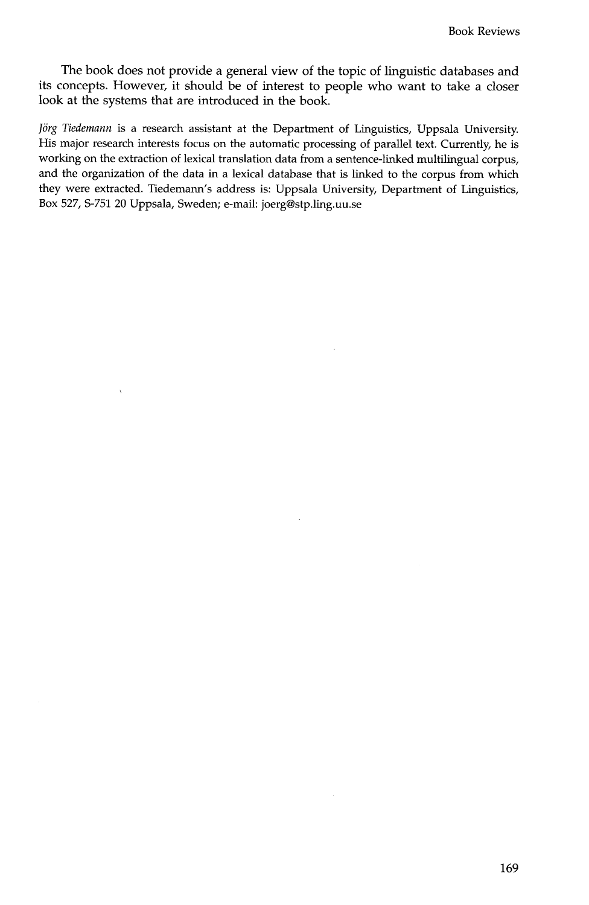The book does not provide a general view of the topic of linguistic databases and its concepts. However, it should be of interest to people who want to take a closer look at the systems that are introduced in the book.

*Jörg Tiedemann* is a research assistant at the Department of Linguistics, Uppsala University. His major research interests focus on the automatic processing of parallel text. Currently, he is working on the extraction of lexical translation data from a sentence-linked multilingual corpus, and the organization of the data in a lexical database that is linked to the corpus from which they were extracted. Tiedemann's address is: Uppsala University, Department of Linguistics, Box 527, S-751 20 Uppsala, Sweden; e-mail: joerg@stp.ling.uu.se